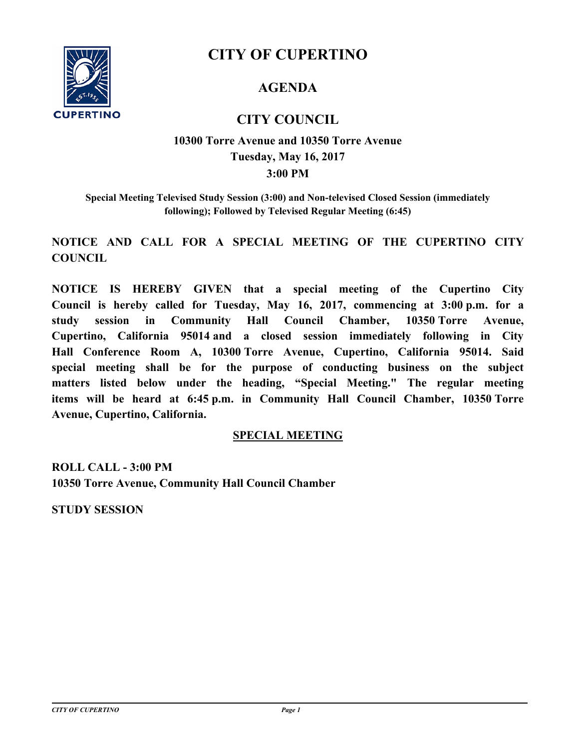# CITY OF CUPERTINO

## AGENDA

## CITY COUNCIL

**10300 Torre Avenue and 10350 Torre Avenue**
**Tuesday, May 16, 2017**
**3:00 PM**

**Special Meeting Televised Study Session (3:00) and Non-televised Closed Session (immediately following); Followed by Televised Regular Meeting (6:45)**

**NOTICE AND CALL FOR A SPECIAL MEETING OF THE CUPERTINO CITY COUNCIL**

**NOTICE IS HEREBY GIVEN that a special meeting of the Cupertino City Council is hereby called for Tuesday, May 16, 2017, commencing at 3:00 p.m. for a study session in Community Hall Council Chamber, 10350 Torre Avenue, Cupertino, California 95014 and a closed session immediately following in City Hall Conference Room A, 10300 Torre Avenue, Cupertino, California 95014. Said special meeting shall be for the purpose of conducting business on the subject matters listed below under the heading, "Special Meeting." The regular meeting items will be heard at 6:45 p.m. in Community Hall Council Chamber, 10350 Torre Avenue, Cupertino, California.**

## SPECIAL MEETING

**ROLL CALL - 3:00 PM**
**10350 Torre Avenue, Community Hall Council Chamber**

**STUDY SESSION**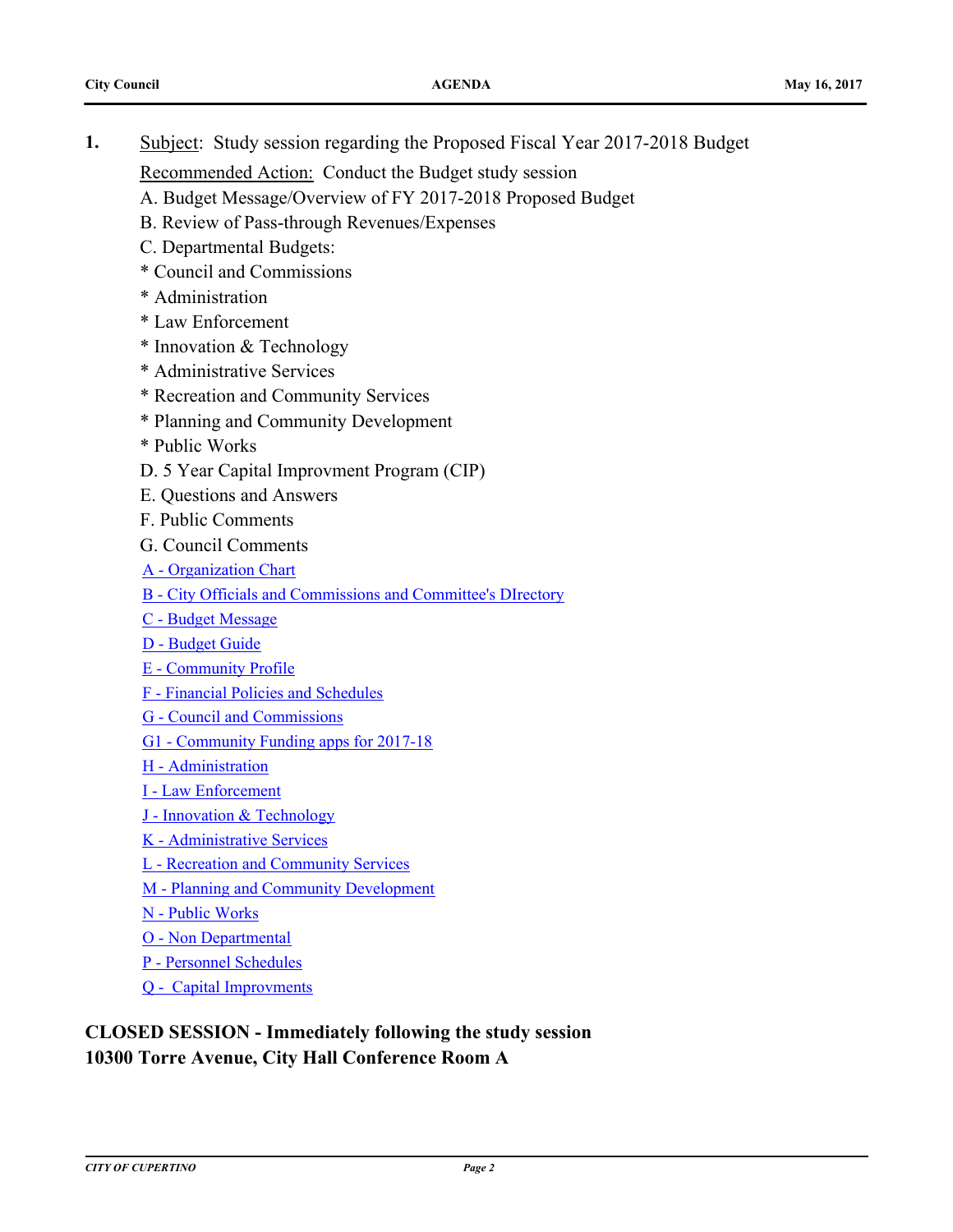**1.** Subject: Study session regarding the Proposed Fiscal Year 2017-2018 Budget

Recommended Action: Conduct the Budget study session

A. Budget Message/Overview of FY 2017-2018 Proposed Budget

B. Review of Pass-through Revenues/Expenses

C. Departmental Budgets:

* Council and Commissions
* Administration
* Law Enforcement
* Innovation & Technology
* Administrative Services
* Recreation and Community Services
* Planning and Community Development
* Public Works

D. 5 Year Capital Improvment Program (CIP)

E. Questions and Answers

F. Public Comments

G. Council Comments

A - Organization Chart

B - City Officials and Commissions and Committee's DIrectory

C - Budget Message

D - Budget Guide

E - Community Profile

F - Financial Policies and Schedules

G - Council and Commissions

G1 - Community Funding apps for 2017-18

H - Administration

I - Law Enforcement

J - Innovation & Technology

K - Administrative Services

L - Recreation and Community Services

M - Planning and Community Development

N - Public Works

O - Non Departmental

P - Personnel Schedules

Q - Capital Improvments

**CLOSED SESSION - Immediately following the study session**
**10300 Torre Avenue, City Hall Conference Room A**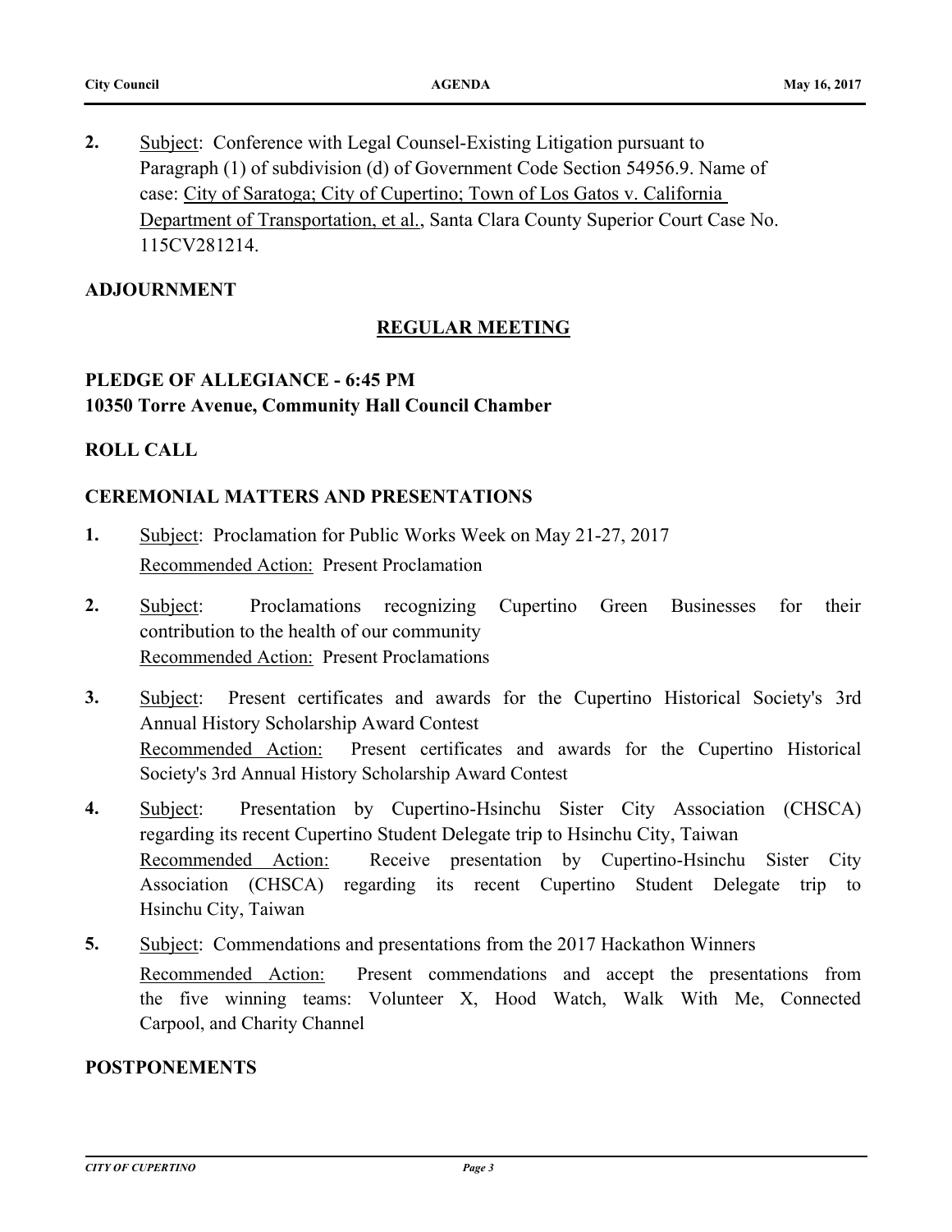**2.** Subject: Conference with Legal Counsel-Existing Litigation pursuant to Paragraph (1) of subdivision (d) of Government Code Section 54956.9. Name of case: City of Saratoga; City of Cupertino; Town of Los Gatos v. California Department of Transportation, et al., Santa Clara County Superior Court Case No. 115CV281214.

**ADJOURNMENT**

## REGULAR MEETING

**PLEDGE OF ALLEGIANCE - 6:45 PM**
**10350 Torre Avenue, Community Hall Council Chamber**

**ROLL CALL**

**CEREMONIAL MATTERS AND PRESENTATIONS**

**1.** Subject: Proclamation for Public Works Week on May 21-27, 2017
Recommended Action: Present Proclamation

**2.** Subject: Proclamations recognizing Cupertino Green Businesses for their contribution to the health of our community
Recommended Action: Present Proclamations

**3.** Subject: Present certificates and awards for the Cupertino Historical Society's 3rd Annual History Scholarship Award Contest
Recommended Action: Present certificates and awards for the Cupertino Historical Society's 3rd Annual History Scholarship Award Contest

**4.** Subject: Presentation by Cupertino-Hsinchu Sister City Association (CHSCA) regarding its recent Cupertino Student Delegate trip to Hsinchu City, Taiwan
Recommended Action: Receive presentation by Cupertino-Hsinchu Sister City Association (CHSCA) regarding its recent Cupertino Student Delegate trip to Hsinchu City, Taiwan

**5.** Subject: Commendations and presentations from the 2017 Hackathon Winners
Recommended Action: Present commendations and accept the presentations from the five winning teams: Volunteer X, Hood Watch, Walk With Me, Connected Carpool, and Charity Channel

**POSTPONEMENTS**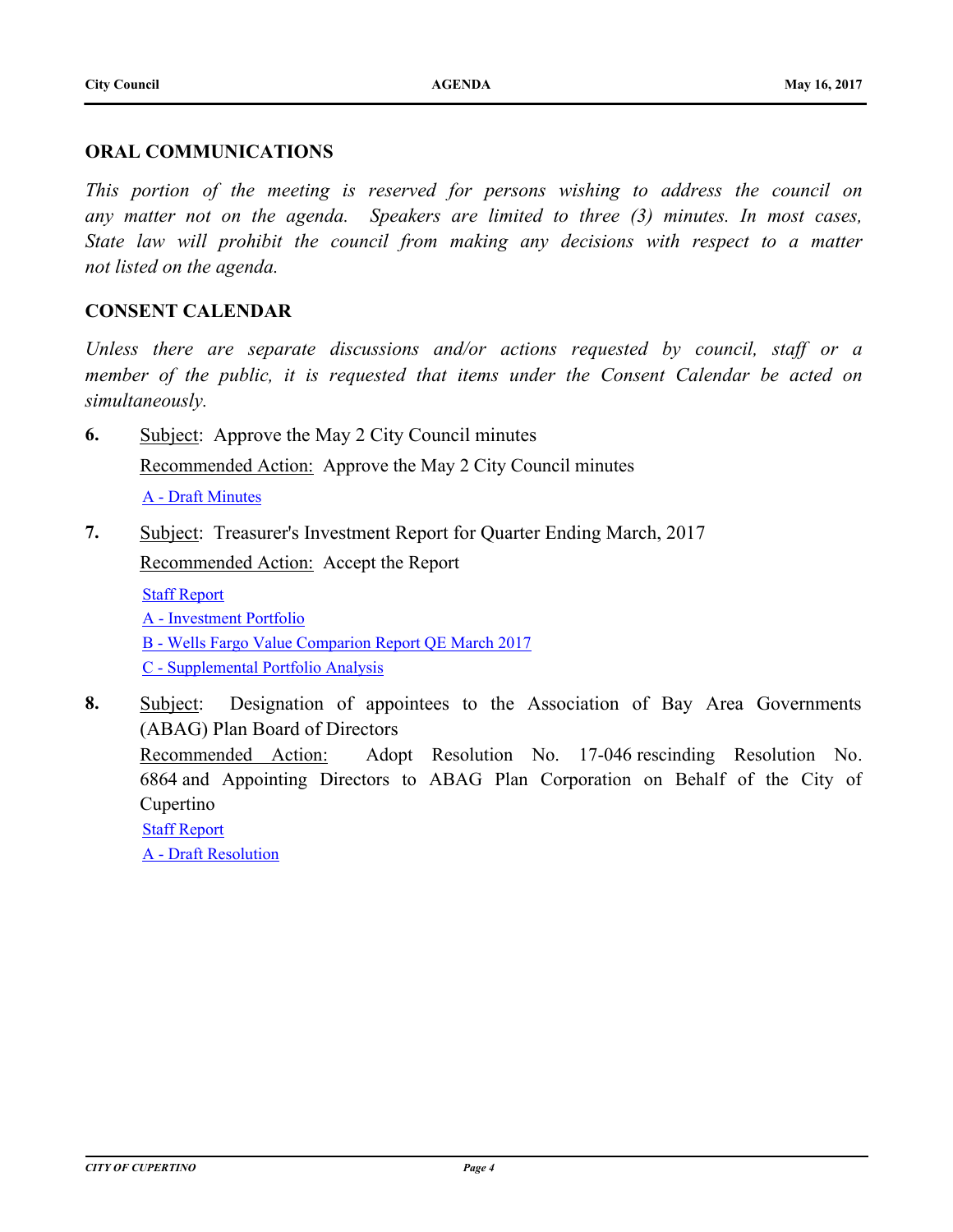## ORAL COMMUNICATIONS

*This portion of the meeting is reserved for persons wishing to address the council on any matter not on the agenda. Speakers are limited to three (3) minutes. In most cases, State law will prohibit the council from making any decisions with respect to a matter not listed on the agenda.*

## CONSENT CALENDAR

*Unless there are separate discussions and/or actions requested by council, staff or a member of the public, it is requested that items under the Consent Calendar be acted on simultaneously.*

**6.** Subject: Approve the May 2 City Council minutes

Recommended Action: Approve the May 2 City Council minutes

A - Draft Minutes

**7.** Subject: Treasurer's Investment Report for Quarter Ending March, 2017

Recommended Action: Accept the Report

Staff Report
A - Investment Portfolio
B - Wells Fargo Value Comparion Report QE March 2017
C - Supplemental Portfolio Analysis

**8.** Subject: Designation of appointees to the Association of Bay Area Governments (ABAG) Plan Board of Directors

Recommended Action: Adopt Resolution No. 17-046 rescinding Resolution No. 6864 and Appointing Directors to ABAG Plan Corporation on Behalf of the City of Cupertino

Staff Report
A - Draft Resolution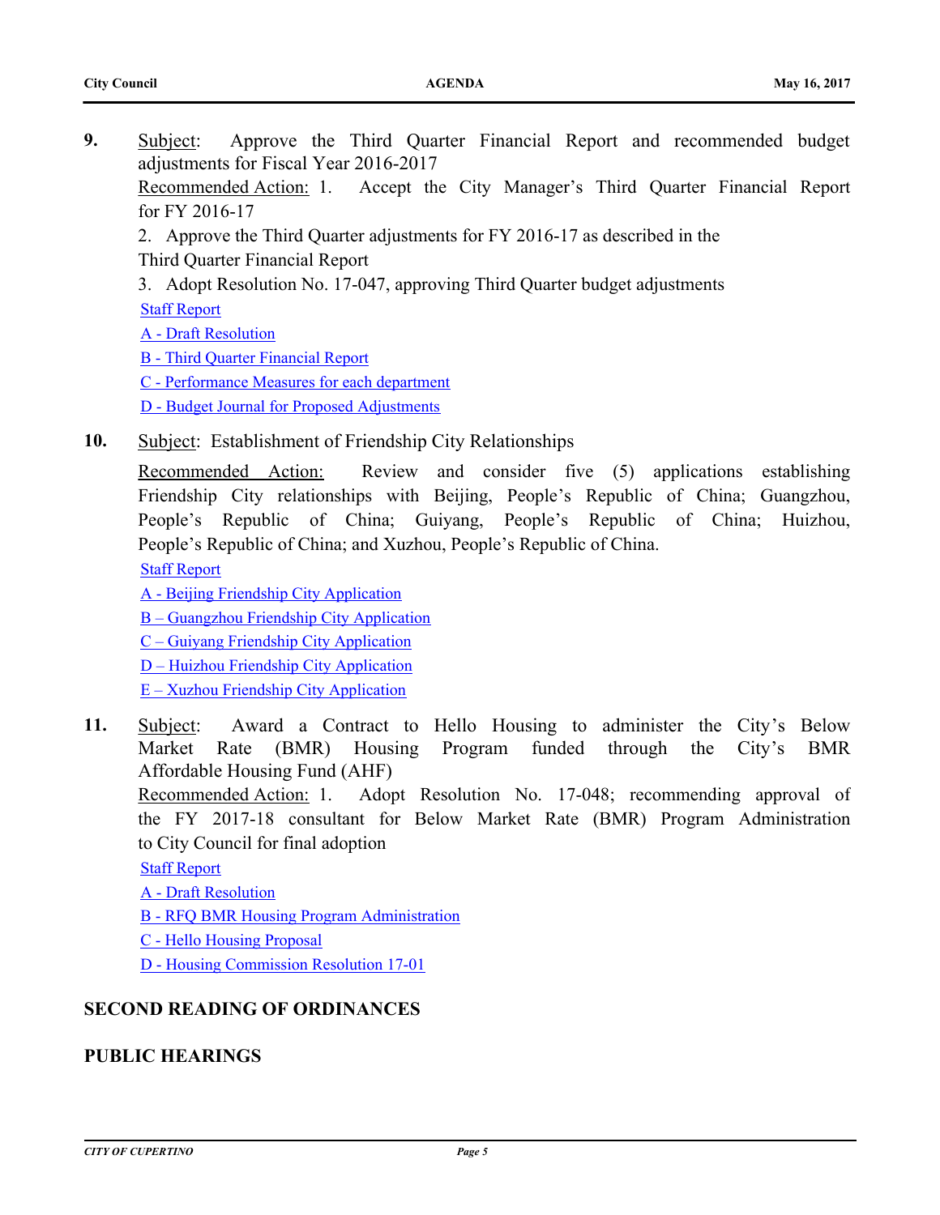**9.** Subject: Approve the Third Quarter Financial Report and recommended budget adjustments for Fiscal Year 2016-2017

Recommended Action: 1. Accept the City Manager's Third Quarter Financial Report for FY 2016-17

2. Approve the Third Quarter adjustments for FY 2016-17 as described in the Third Quarter Financial Report

3. Adopt Resolution No. 17-047, approving Third Quarter budget adjustments

Staff Report

A - Draft Resolution

B - Third Quarter Financial Report

C - Performance Measures for each department

D - Budget Journal for Proposed Adjustments

**10.** Subject: Establishment of Friendship City Relationships

Recommended Action: Review and consider five (5) applications establishing Friendship City relationships with Beijing, People's Republic of China; Guangzhou, People's Republic of China; Guiyang, People's Republic of China; Huizhou, People's Republic of China; and Xuzhou, People's Republic of China.

Staff Report

A - Beijing Friendship City Application

B – Guangzhou Friendship City Application

C – Guiyang Friendship City Application

D – Huizhou Friendship City Application

E – Xuzhou Friendship City Application

**11.** Subject: Award a Contract to Hello Housing to administer the City's Below Market Rate (BMR) Housing Program funded through the City's BMR Affordable Housing Fund (AHF)

Recommended Action: 1. Adopt Resolution No. 17-048; recommending approval of the FY 2017-18 consultant for Below Market Rate (BMR) Program Administration to City Council for final adoption

Staff Report

A - Draft Resolution

B - RFQ BMR Housing Program Administration

C - Hello Housing Proposal

D - Housing Commission Resolution 17-01

## SECOND READING OF ORDINANCES

## PUBLIC HEARINGS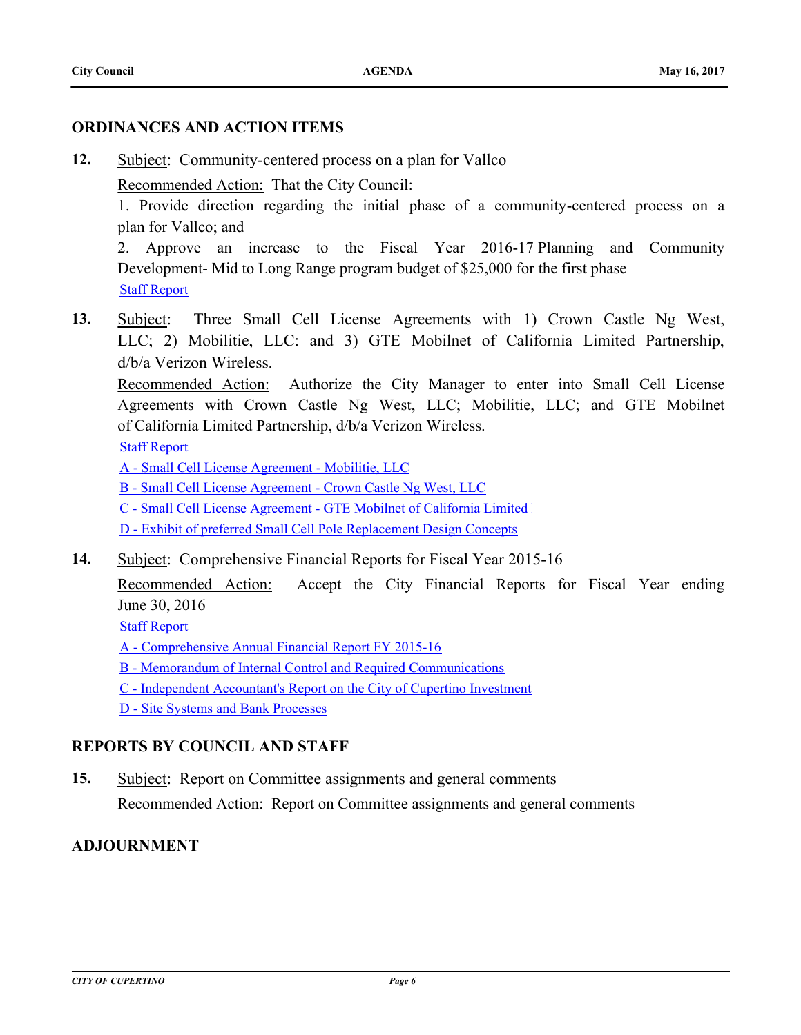## ORDINANCES AND ACTION ITEMS

**12.** Subject: Community-centered process on a plan for Vallco

Recommended Action: That the City Council:

1. Provide direction regarding the initial phase of a community-centered process on a plan for Vallco; and

2. Approve an increase to the Fiscal Year 2016-17 Planning and Community Development- Mid to Long Range program budget of $25,000 for the first phase

Staff Report

**13.** Subject: Three Small Cell License Agreements with 1) Crown Castle Ng West, LLC; 2) Mobilitie, LLC: and 3) GTE Mobilnet of California Limited Partnership, d/b/a Verizon Wireless.

Recommended Action: Authorize the City Manager to enter into Small Cell License Agreements with Crown Castle Ng West, LLC; Mobilitie, LLC; and GTE Mobilnet of California Limited Partnership, d/b/a Verizon Wireless.

Staff Report

A - Small Cell License Agreement - Mobilitie, LLC

B - Small Cell License Agreement - Crown Castle Ng West, LLC

C - Small Cell License Agreement - GTE Mobilnet of California Limited

D - Exhibit of preferred Small Cell Pole Replacement Design Concepts

**14.** Subject: Comprehensive Financial Reports for Fiscal Year 2015-16

Recommended Action: Accept the City Financial Reports for Fiscal Year ending June 30, 2016

Staff Report

A - Comprehensive Annual Financial Report FY 2015-16

B - Memorandum of Internal Control and Required Communications

C - Independent Accountant's Report on the City of Cupertino Investment

D - Site Systems and Bank Processes

## REPORTS BY COUNCIL AND STAFF

**15.** Subject: Report on Committee assignments and general comments

Recommended Action: Report on Committee assignments and general comments

## ADJOURNMENT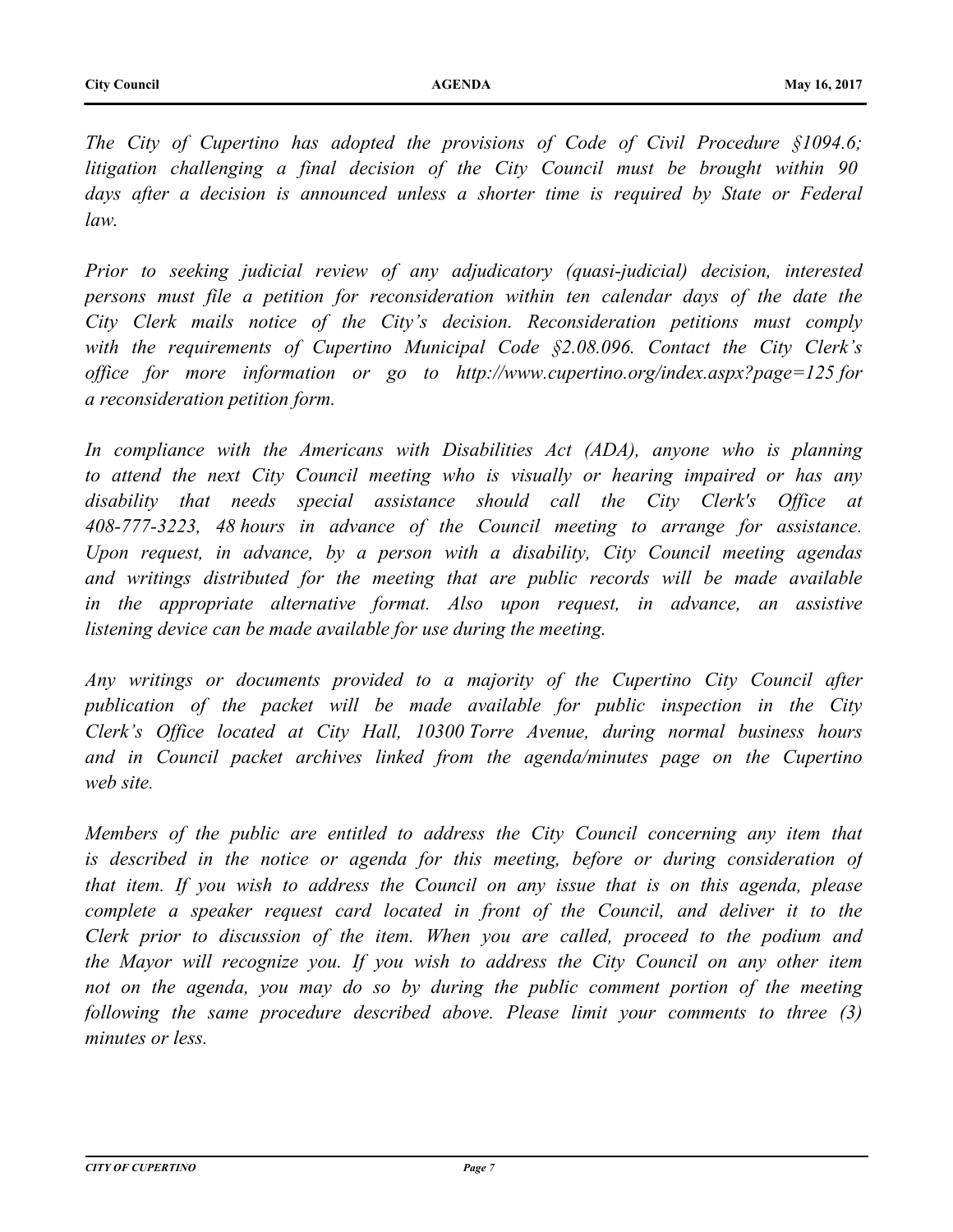*The City of Cupertino has adopted the provisions of Code of Civil Procedure §1094.6; litigation challenging a final decision of the City Council must be brought within 90 days after a decision is announced unless a shorter time is required by State or Federal law.*

*Prior to seeking judicial review of any adjudicatory (quasi-judicial) decision, interested persons must file a petition for reconsideration within ten calendar days of the date the City Clerk mails notice of the City's decision. Reconsideration petitions must comply with the requirements of Cupertino Municipal Code §2.08.096. Contact the City Clerk's office for more information or go to http://www.cupertino.org/index.aspx?page=125 for a reconsideration petition form.*

*In compliance with the Americans with Disabilities Act (ADA), anyone who is planning to attend the next City Council meeting who is visually or hearing impaired or has any disability that needs special assistance should call the City Clerk's Office at 408-777-3223, 48 hours in advance of the Council meeting to arrange for assistance. Upon request, in advance, by a person with a disability, City Council meeting agendas and writings distributed for the meeting that are public records will be made available in the appropriate alternative format. Also upon request, in advance, an assistive listening device can be made available for use during the meeting.*

*Any writings or documents provided to a majority of the Cupertino City Council after publication of the packet will be made available for public inspection in the City Clerk's Office located at City Hall, 10300 Torre Avenue, during normal business hours and in Council packet archives linked from the agenda/minutes page on the Cupertino web site.*

*Members of the public are entitled to address the City Council concerning any item that is described in the notice or agenda for this meeting, before or during consideration of that item. If you wish to address the Council on any issue that is on this agenda, please complete a speaker request card located in front of the Council, and deliver it to the Clerk prior to discussion of the item. When you are called, proceed to the podium and the Mayor will recognize you. If you wish to address the City Council on any other item not on the agenda, you may do so by during the public comment portion of the meeting following the same procedure described above. Please limit your comments to three (3) minutes or less.*